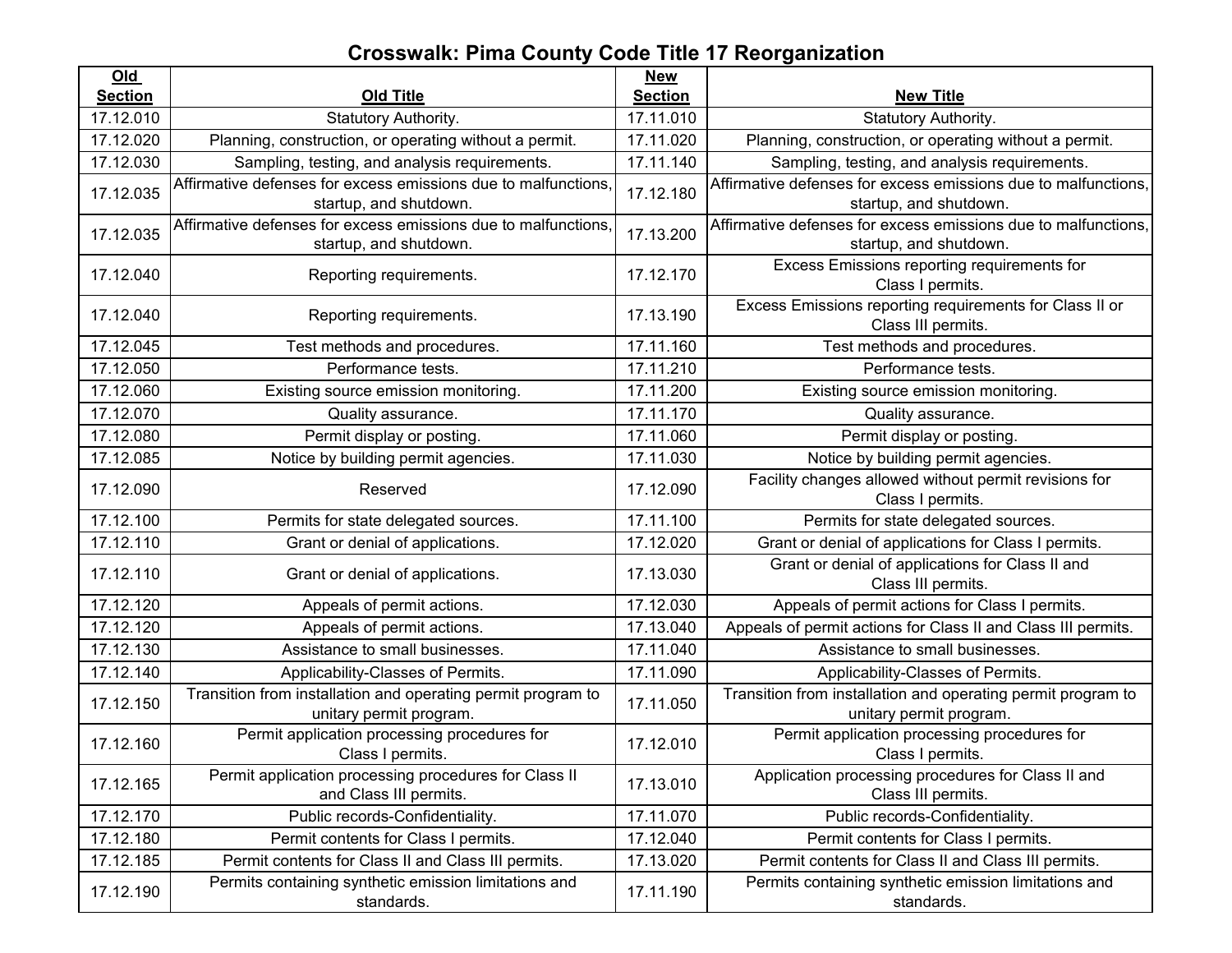# Crosswalk: Pima County Code Title 17 Reorganization

| Old Section | Old Title | New Section | New Title |
|---|---|---|---|
| 17.12.010 | Statutory Authority. | 17.11.010 | Statutory Authority. |
| 17.12.020 | Planning, construction, or operating without a permit. | 17.11.020 | Planning, construction, or operating without a permit. |
| 17.12.030 | Sampling, testing, and analysis requirements. | 17.11.140 | Sampling, testing, and analysis requirements. |
| 17.12.035 | Affirmative defenses for excess emissions due to malfunctions, startup, and shutdown. | 17.12.180 | Affirmative defenses for excess emissions due to malfunctions, startup, and shutdown. |
| 17.12.035 | Affirmative defenses for excess emissions due to malfunctions, startup, and shutdown. | 17.13.200 | Affirmative defenses for excess emissions due to malfunctions, startup, and shutdown. |
| 17.12.040 | Reporting requirements. | 17.12.170 | Excess Emissions reporting requirements for Class I permits. |
| 17.12.040 | Reporting requirements. | 17.13.190 | Excess Emissions reporting requirements for Class II or Class III permits. |
| 17.12.045 | Test methods and procedures. | 17.11.160 | Test methods and procedures. |
| 17.12.050 | Performance tests. | 17.11.210 | Performance tests. |
| 17.12.060 | Existing source emission monitoring. | 17.11.200 | Existing source emission monitoring. |
| 17.12.070 | Quality assurance. | 17.11.170 | Quality assurance. |
| 17.12.080 | Permit display or posting. | 17.11.060 | Permit display or posting. |
| 17.12.085 | Notice by building permit agencies. | 17.11.030 | Notice by building permit agencies. |
| 17.12.090 | Reserved | 17.12.090 | Facility changes allowed without permit revisions for Class I permits. |
| 17.12.100 | Permits for state delegated sources. | 17.11.100 | Permits for state delegated sources. |
| 17.12.110 | Grant or denial of applications. | 17.12.020 | Grant or denial of applications for Class I permits. |
| 17.12.110 | Grant or denial of applications. | 17.13.030 | Grant or denial of applications for Class II and Class III permits. |
| 17.12.120 | Appeals of permit actions. | 17.12.030 | Appeals of permit actions for Class I permits. |
| 17.12.120 | Appeals of permit actions. | 17.13.040 | Appeals of permit actions for Class II and Class III permits. |
| 17.12.130 | Assistance to small businesses. | 17.11.040 | Assistance to small businesses. |
| 17.12.140 | Applicability-Classes of Permits. | 17.11.090 | Applicability-Classes of Permits. |
| 17.12.150 | Transition from installation and operating permit program to unitary permit program. | 17.11.050 | Transition from installation and operating permit program to unitary permit program. |
| 17.12.160 | Permit application processing procedures for Class I permits. | 17.12.010 | Permit application processing procedures for Class I permits. |
| 17.12.165 | Permit application processing procedures for Class II and Class III permits. | 17.13.010 | Application processing procedures for Class II and Class III permits. |
| 17.12.170 | Public records-Confidentiality. | 17.11.070 | Public records-Confidentiality. |
| 17.12.180 | Permit contents for Class I permits. | 17.12.040 | Permit contents for Class I permits. |
| 17.12.185 | Permit contents for Class II and Class III permits. | 17.13.020 | Permit contents for Class II and Class III permits. |
| 17.12.190 | Permits containing synthetic emission limitations and standards. | 17.11.190 | Permits containing synthetic emission limitations and standards. |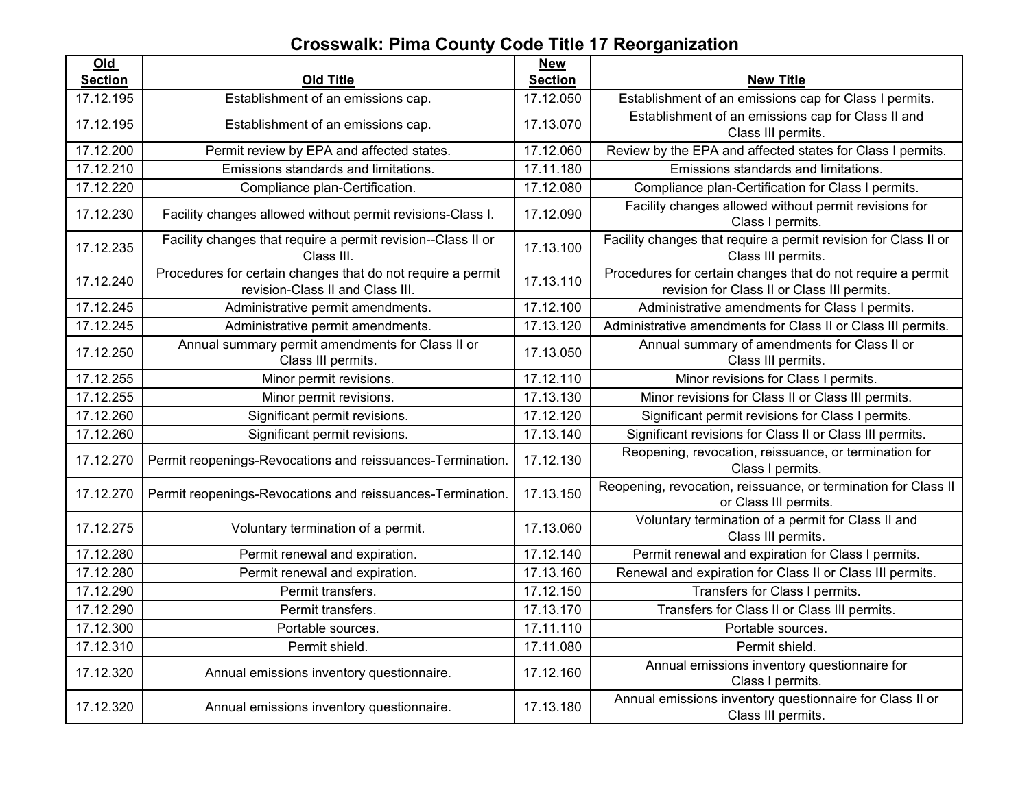# Crosswalk: Pima County Code Title 17 Reorganization

| Old Section | Old Title | New Section | New Title |
|---|---|---|---|
| 17.12.195 | Establishment of an emissions cap. | 17.12.050 | Establishment of an emissions cap for Class I permits. |
| 17.12.195 | Establishment of an emissions cap. | 17.13.070 | Establishment of an emissions cap for Class II and Class III permits. |
| 17.12.200 | Permit review by EPA and affected states. | 17.12.060 | Review by the EPA and affected states for Class I permits. |
| 17.12.210 | Emissions standards and limitations. | 17.11.180 | Emissions standards and limitations. |
| 17.12.220 | Compliance plan-Certification. | 17.12.080 | Compliance plan-Certification for Class I permits. |
| 17.12.230 | Facility changes allowed without permit revisions-Class I. | 17.12.090 | Facility changes allowed without permit revisions for Class I permits. |
| 17.12.235 | Facility changes that require a permit revision--Class II or Class III. | 17.13.100 | Facility changes that require a permit revision for Class II or Class III permits. |
| 17.12.240 | Procedures for certain changes that do not require a permit revision-Class II and Class III. | 17.13.110 | Procedures for certain changes that do not require a permit revision for Class II or Class III permits. |
| 17.12.245 | Administrative permit amendments. | 17.12.100 | Administrative amendments for Class I permits. |
| 17.12.245 | Administrative permit amendments. | 17.13.120 | Administrative amendments for Class II or Class III permits. |
| 17.12.250 | Annual summary permit amendments for Class II or Class III permits. | 17.13.050 | Annual summary of amendments for Class II or Class III permits. |
| 17.12.255 | Minor permit revisions. | 17.12.110 | Minor revisions for Class I permits. |
| 17.12.255 | Minor permit revisions. | 17.13.130 | Minor revisions for Class II or Class III permits. |
| 17.12.260 | Significant permit revisions. | 17.12.120 | Significant permit revisions for Class I permits. |
| 17.12.260 | Significant permit revisions. | 17.13.140 | Significant revisions for Class II or Class III permits. |
| 17.12.270 | Permit reopenings-Revocations and reissuances-Termination. | 17.12.130 | Reopening, revocation, reissuance, or termination for Class I permits. |
| 17.12.270 | Permit reopenings-Revocations and reissuances-Termination. | 17.13.150 | Reopening, revocation, reissuance, or termination for Class II or Class III permits. |
| 17.12.275 | Voluntary termination of a permit. | 17.13.060 | Voluntary termination of a permit for Class II and Class III permits. |
| 17.12.280 | Permit renewal and expiration. | 17.12.140 | Permit renewal and expiration for Class I permits. |
| 17.12.280 | Permit renewal and expiration. | 17.13.160 | Renewal and expiration for Class II or Class III permits. |
| 17.12.290 | Permit transfers. | 17.12.150 | Transfers for Class I permits. |
| 17.12.290 | Permit transfers. | 17.13.170 | Transfers for Class II or Class III permits. |
| 17.12.300 | Portable sources. | 17.11.110 | Portable sources. |
| 17.12.310 | Permit shield. | 17.11.080 | Permit shield. |
| 17.12.320 | Annual emissions inventory questionnaire. | 17.12.160 | Annual emissions inventory questionnaire for Class I permits. |
| 17.12.320 | Annual emissions inventory questionnaire. | 17.13.180 | Annual emissions inventory questionnaire for Class II or Class III permits. |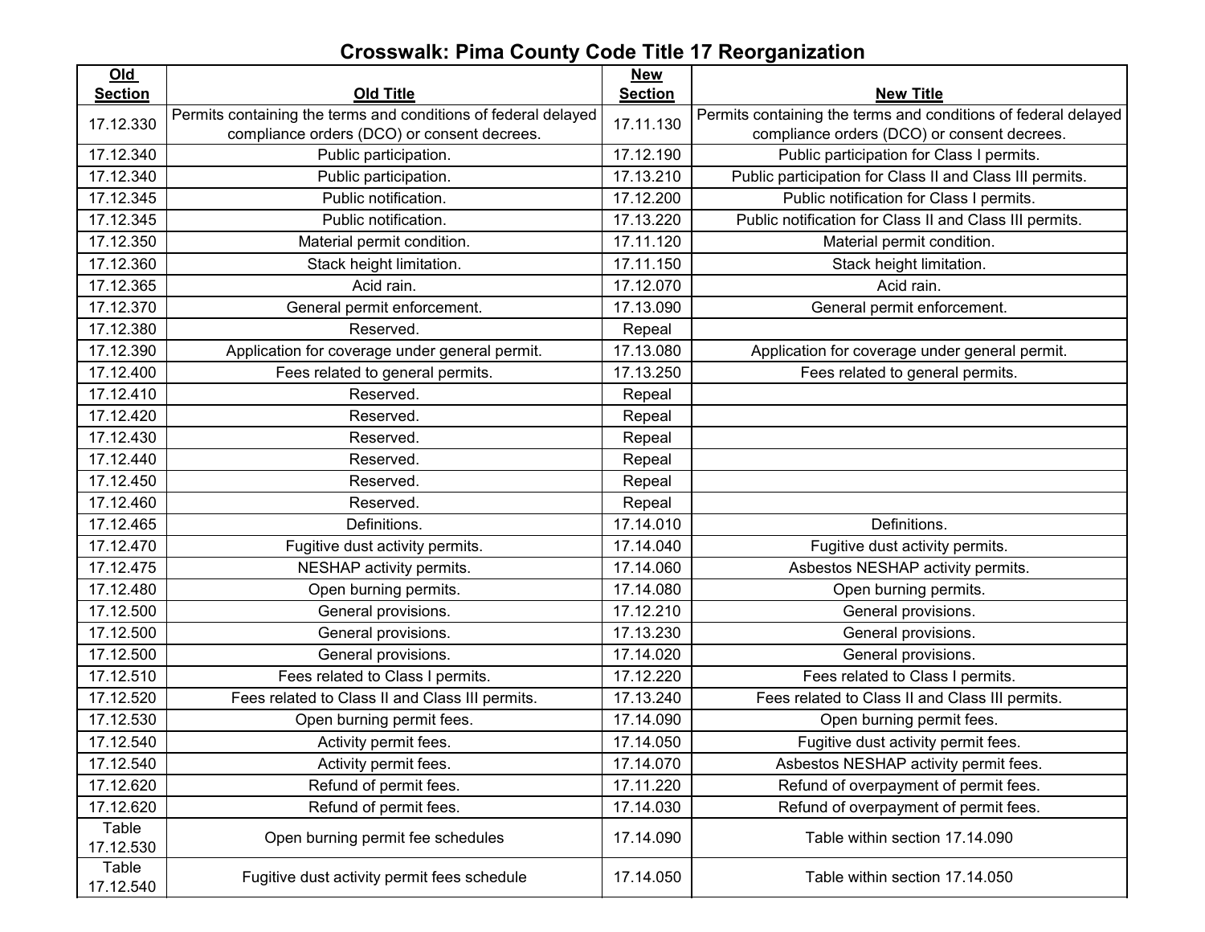# Crosswalk: Pima County Code Title 17 Reorganization

| Old Section | Old Title | New Section | New Title |
|---|---|---|---|
| 17.12.330 | Permits containing the terms and conditions of federal delayed compliance orders (DCO) or consent decrees. | 17.11.130 | Permits containing the terms and conditions of federal delayed compliance orders (DCO) or consent decrees. |
| 17.12.340 | Public participation. | 17.12.190 | Public participation for Class I permits. |
| 17.12.340 | Public participation. | 17.13.210 | Public participation for Class II and Class III permits. |
| 17.12.345 | Public notification. | 17.12.200 | Public notification for Class I permits. |
| 17.12.345 | Public notification. | 17.13.220 | Public notification for Class II and Class III permits. |
| 17.12.350 | Material permit condition. | 17.11.120 | Material permit condition. |
| 17.12.360 | Stack height limitation. | 17.11.150 | Stack height limitation. |
| 17.12.365 | Acid rain. | 17.12.070 | Acid rain. |
| 17.12.370 | General permit enforcement. | 17.13.090 | General permit enforcement. |
| 17.12.380 | Reserved. | Repeal | |
| 17.12.390 | Application for coverage under general permit. | 17.13.080 | Application for coverage under general permit. |
| 17.12.400 | Fees related to general permits. | 17.13.250 | Fees related to general permits. |
| 17.12.410 | Reserved. | Repeal | |
| 17.12.420 | Reserved. | Repeal | |
| 17.12.430 | Reserved. | Repeal | |
| 17.12.440 | Reserved. | Repeal | |
| 17.12.450 | Reserved. | Repeal | |
| 17.12.460 | Reserved. | Repeal | |
| 17.12.465 | Definitions. | 17.14.010 | Definitions. |
| 17.12.470 | Fugitive dust activity permits. | 17.14.040 | Fugitive dust activity permits. |
| 17.12.475 | NESHAP activity permits. | 17.14.060 | Asbestos NESHAP activity permits. |
| 17.12.480 | Open burning permits. | 17.14.080 | Open burning permits. |
| 17.12.500 | General provisions. | 17.12.210 | General provisions. |
| 17.12.500 | General provisions. | 17.13.230 | General provisions. |
| 17.12.500 | General provisions. | 17.14.020 | General provisions. |
| 17.12.510 | Fees related to Class I permits. | 17.12.220 | Fees related to Class I permits. |
| 17.12.520 | Fees related to Class II and Class III permits. | 17.13.240 | Fees related to Class II and Class III permits. |
| 17.12.530 | Open burning permit fees. | 17.14.090 | Open burning permit fees. |
| 17.12.540 | Activity permit fees. | 17.14.050 | Fugitive dust activity permit fees. |
| 17.12.540 | Activity permit fees. | 17.14.070 | Asbestos NESHAP activity permit fees. |
| 17.12.620 | Refund of permit fees. | 17.11.220 | Refund of overpayment of permit fees. |
| 17.12.620 | Refund of permit fees. | 17.14.030 | Refund of overpayment of permit fees. |
| Table 17.12.530 | Open burning permit fee schedules | 17.14.090 | Table within section 17.14.090 |
| Table 17.12.540 | Fugitive dust activity permit fees schedule | 17.14.050 | Table within section 17.14.050 |